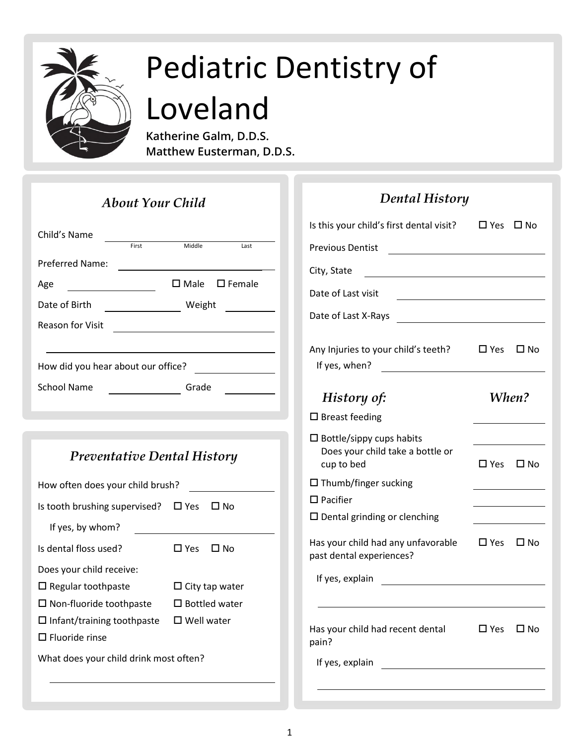# Pediatric Dentistry of Loveland

**Katherine Galm, D.D.S.**
**Matthew Eusterman, D.D.S.**

## *About Your Child*

Child's Name ______________________
First Middle Last

Preferred Name: ______________________

Age ____________ ☐ Male ☐ Female

Date of Birth ____________ Weight ________

Reason for Visit ______________________

______________________

How did you hear about our office? ____________

School Name ____________ Grade ________

## *Preventative Dental History*

How often does your child brush? ____________

Is tooth brushing supervised? ☐ Yes ☐ No

If yes, by whom? ______________________

Is dental floss used? ☐ Yes ☐ No

Does your child receive:

☐ Regular toothpaste ☐ City tap water
☐ Non-fluoride toothpaste ☐ Bottled water
☐ Infant/training toothpaste ☐ Well water
☐ Fluoride rinse

What does your child drink most often?

______________________

## *Dental History*

Is this your child's first dental visit? ☐ Yes ☐ No

Previous Dentist ______________________

City, State ______________________

Date of Last visit ______________________

Date of Last X-Rays ______________________

Any Injuries to your child's teeth? ☐ Yes ☐ No
If yes, when? ______________________

| *History of:* | *When?* |
|---|---|
| ☐ Breast feeding | ________ |
| ☐ Bottle/sippy cups habits | ________ |
| Does your child take a bottle or cup to bed | ☐ Yes ☐ No |
| ☐ Thumb/finger sucking | ________ |
| ☐ Pacifier | ________ |
| ☐ Dental grinding or clenching | ________ |

Has your child had any unfavorable past dental experiences? ☐ Yes ☐ No

If yes, explain ______________________

______________________

Has your child had recent dental pain? ☐ Yes ☐ No

If yes, explain ______________________

______________________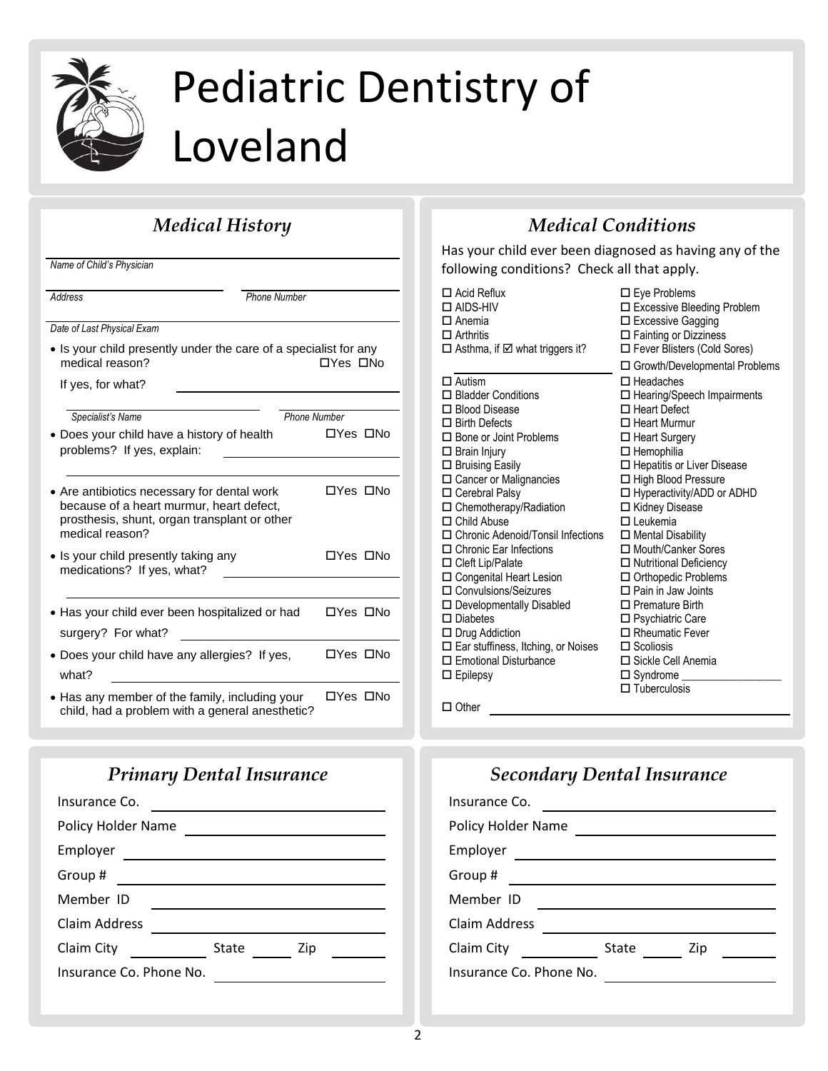# Pediatric Dentistry of Loveland

## *Medical History*

Name of Child's Physician ____________________

Address ____________________ Phone Number ____________________

Date of Last Physical Exam ____________________

- Is your child presently under the care of a specialist for any medical reason? ☐Yes ☐No

  If yes, for what? ____________________

  Specialist's Name ____________________ Phone Number ____________________

- Does your child have a history of health problems? If yes, explain: ____________________ ☐Yes ☐No
- Are antibiotics necessary for dental work because of a heart murmur, heart defect, prosthesis, shunt, organ transplant or other medical reason? ☐Yes ☐No
- Is your child presently taking any medications? If yes, what? ____________________ ☐Yes ☐No
- Has your child ever been hospitalized or had surgery? For what? ____________________ ☐Yes ☐No
- Does your child have any allergies? If yes, what? ____________________ ☐Yes ☐No
- Has any member of the family, including your child, had a problem with a general anesthetic? ☐Yes ☐No

## *Medical Conditions*

Has your child ever been diagnosed as having any of the following conditions? Check all that apply.

- ☐ Acid Reflux
- ☐ AIDS-HIV
- ☐ Anemia
- ☐ Arthritis
- ☐ Asthma, if ☑ what triggers it? ____________________
- ☐ Autism
- ☐ Bladder Conditions
- ☐ Blood Disease
- ☐ Birth Defects
- ☐ Bone or Joint Problems
- ☐ Brain Injury
- ☐ Bruising Easily
- ☐ Cancer or Malignancies
- ☐ Cerebral Palsy
- ☐ Chemotherapy/Radiation
- ☐ Child Abuse
- ☐ Chronic Adenoid/Tonsil Infections
- ☐ Chronic Ear Infections
- ☐ Cleft Lip/Palate
- ☐ Congenital Heart Lesion
- ☐ Convulsions/Seizures
- ☐ Developmentally Disabled
- ☐ Diabetes
- ☐ Drug Addiction
- ☐ Ear stuffiness, Itching, or Noises
- ☐ Emotional Disturbance
- ☐ Epilepsy
- ☐ Eye Problems
- ☐ Excessive Bleeding Problem
- ☐ Excessive Gagging
- ☐ Fainting or Dizziness
- ☐ Fever Blisters (Cold Sores)
- ☐ Growth/Developmental Problems
- ☐ Headaches
- ☐ Hearing/Speech Impairments
- ☐ Heart Defect
- ☐ Heart Murmur
- ☐ Heart Surgery
- ☐ Hemophilia
- ☐ Hepatitis or Liver Disease
- ☐ High Blood Pressure
- ☐ Hyperactivity/ADD or ADHD
- ☐ Kidney Disease
- ☐ Leukemia
- ☐ Mental Disability
- ☐ Mouth/Canker Sores
- ☐ Nutritional Deficiency
- ☐ Orthopedic Problems
- ☐ Pain in Jaw Joints
- ☐ Premature Birth
- ☐ Psychiatric Care
- ☐ Rheumatic Fever
- ☐ Scoliosis
- ☐ Sickle Cell Anemia
- ☐ Syndrome ____________________
- ☐ Tuberculosis
- ☐ Other ____________________

## *Primary Dental Insurance*

Insurance Co. ____________________

Policy Holder Name ____________________

Employer ____________________

Group # ____________________

Member ID ____________________

Claim Address ____________________

Claim City __________ State ______ Zip ______

Insurance Co. Phone No. ____________________

## *Secondary Dental Insurance*

Insurance Co. ____________________

Policy Holder Name ____________________

Employer ____________________

Group # ____________________

Member ID ____________________

Claim Address ____________________

Claim City __________ State ______ Zip ______

Insurance Co. Phone No. ____________________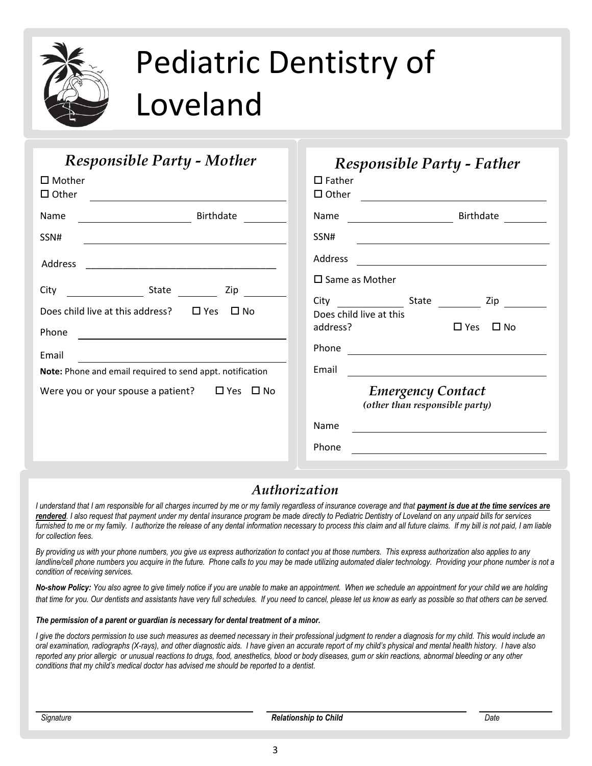# Pediatric Dentistry of Loveland

## *Responsible Party - Mother*

☐ Mother
☐ Other \_\_\_\_\_\_\_\_\_\_\_\_\_\_\_\_\_\_\_\_

Name \_\_\_\_\_\_\_\_\_\_\_\_\_\_\_\_\_\_\_\_ Birthdate \_\_\_\_\_\_\_\_

SSN# \_\_\_\_\_\_\_\_\_\_\_\_\_\_\_\_\_\_\_\_

Address \_\_\_\_\_\_\_\_\_\_\_\_\_\_\_\_\_\_\_\_\_\_\_\_\_\_\_\_\_\_\_\_\_\_\_

City \_\_\_\_\_\_\_\_\_\_ State \_\_\_\_\_\_\_ Zip \_\_\_\_\_\_\_

Does child live at this address? ☐ Yes ☐ No

Phone \_\_\_\_\_\_\_\_\_\_\_\_\_\_\_\_\_\_\_\_

Email \_\_\_\_\_\_\_\_\_\_\_\_\_\_\_\_\_\_\_\_

**Note:** Phone and email required to send appt. notification

Were you or your spouse a patient? ☐ Yes ☐ No

## *Responsible Party - Father*

☐ Father
☐ Other \_\_\_\_\_\_\_\_\_\_\_\_\_\_\_\_\_\_\_\_

Name \_\_\_\_\_\_\_\_\_\_\_\_\_\_\_\_\_\_\_\_ Birthdate \_\_\_\_\_\_\_\_

SSN# \_\_\_\_\_\_\_\_\_\_\_\_\_\_\_\_\_\_\_\_

Address \_\_\_\_\_\_\_\_\_\_\_\_\_\_\_\_\_\_\_\_

☐ Same as Mother

City \_\_\_\_\_\_\_\_\_\_ State \_\_\_\_\_\_\_ Zip \_\_\_\_\_\_\_

Does child live at this address? ☐ Yes ☐ No

Phone \_\_\_\_\_\_\_\_\_\_\_\_\_\_\_\_\_\_\_\_

Email \_\_\_\_\_\_\_\_\_\_\_\_\_\_\_\_\_\_\_\_

### *Emergency Contact*
*(other than responsible party)*

Name \_\_\_\_\_\_\_\_\_\_\_\_\_\_\_\_\_\_\_\_

Phone \_\_\_\_\_\_\_\_\_\_\_\_\_\_\_\_\_\_\_\_

## *Authorization*

*I understand that I am responsible for all charges incurred by me or my family regardless of insurance coverage and that **payment is due at the time services are rendered**. I also request that payment under my dental insurance program be made directly to Pediatric Dentistry of Loveland on any unpaid bills for services furnished to me or my family. I authorize the release of any dental information necessary to process this claim and all future claims. If my bill is not paid, I am liable for collection fees.*

*By providing us with your phone numbers, you give us express authorization to contact you at those numbers. This express authorization also applies to any landline/cell phone numbers you acquire in the future. Phone calls to you may be made utilizing automated dialer technology. Providing your phone number is not a condition of receiving services.*

***No-show Policy:** You also agree to give timely notice if you are unable to make an appointment. When we schedule an appointment for your child we are holding that time for you. Our dentists and assistants have very full schedules. If you need to cancel, please let us know as early as possible so that others can be served.*

***The permission of a parent or guardian is necessary for dental treatment of a minor.***

*I give the doctors permission to use such measures as deemed necessary in their professional judgment to render a diagnosis for my child. This would include an oral examination, radiographs (X-rays), and other diagnostic aids. I have given an accurate report of my child's physical and mental health history. I have also reported any prior allergic or unusual reactions to drugs, food, anesthetics, blood or body diseases, gum or skin reactions, abnormal bleeding or any other conditions that my child's medical doctor has advised me should be reported to a dentist.*

\_\_\_\_\_\_\_\_\_\_\_\_\_\_\_\_\_\_\_\_ \_\_\_\_\_\_\_\_\_\_\_\_\_\_\_\_\_\_\_\_ \_\_\_\_\_\_\_\_\_\_

*Signature* ***Relationship to Child*** *Date*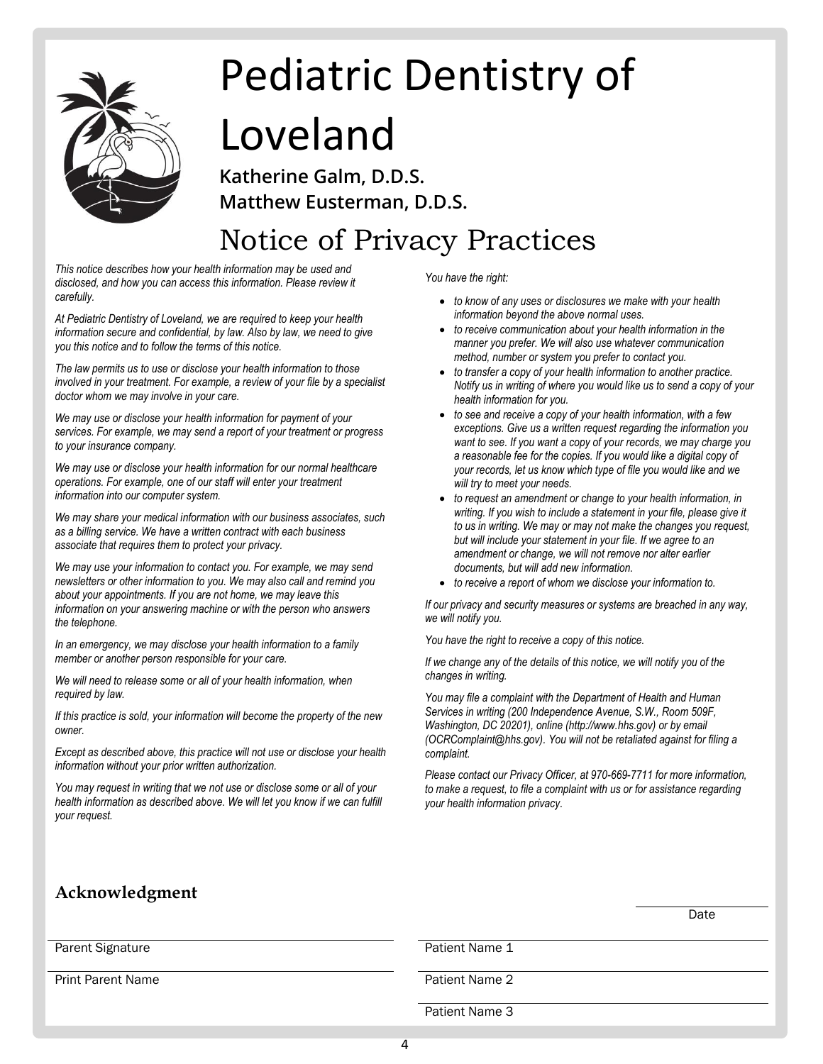# Pediatric Dentistry of Loveland

**Katherine Galm, D.D.S.**
**Matthew Eusterman, D.D.S.**

## Notice of Privacy Practices

*This notice describes how your health information may be used and disclosed, and how you can access this information. Please review it carefully.*

*At Pediatric Dentistry of Loveland, we are required to keep your health information secure and confidential, by law. Also by law, we need to give you this notice and to follow the terms of this notice.*

*The law permits us to use or disclose your health information to those involved in your treatment. For example, a review of your file by a specialist doctor whom we may involve in your care.*

*We may use or disclose your health information for payment of your services. For example, we may send a report of your treatment or progress to your insurance company.*

*We may use or disclose your health information for our normal healthcare operations. For example, one of our staff will enter your treatment information into our computer system.*

*We may share your medical information with our business associates, such as a billing service. We have a written contract with each business associate that requires them to protect your privacy.*

*We may use your information to contact you. For example, we may send newsletters or other information to you. We may also call and remind you about your appointments. If you are not home, we may leave this information on your answering machine or with the person who answers the telephone.*

*In an emergency, we may disclose your health information to a family member or another person responsible for your care.*

*We will need to release some or all of your health information, when required by law.*

*If this practice is sold, your information will become the property of the new owner.*

*Except as described above, this practice will not use or disclose your health information without your prior written authorization.*

*You may request in writing that we not use or disclose some or all of your health information as described above. We will let you know if we can fulfill your request.*

*You have the right:*

- *to know of any uses or disclosures we make with your health information beyond the above normal uses.*
- *to receive communication about your health information in the manner you prefer. We will also use whatever communication method, number or system you prefer to contact you.*
- *to transfer a copy of your health information to another practice. Notify us in writing of where you would like us to send a copy of your health information for you.*
- *to see and receive a copy of your health information, with a few exceptions. Give us a written request regarding the information you want to see. If you want a copy of your records, we may charge you a reasonable fee for the copies. If you would like a digital copy of your records, let us know which type of file you would like and we will try to meet your needs.*
- *to request an amendment or change to your health information, in writing. If you wish to include a statement in your file, please give it to us in writing. We may or may not make the changes you request, but will include your statement in your file. If we agree to an amendment or change, we will not remove nor alter earlier documents, but will add new information.*
- *to receive a report of whom we disclose your information to.*

*If our privacy and security measures or systems are breached in any way, we will notify you.*

*You have the right to receive a copy of this notice.*

*If we change any of the details of this notice, we will notify you of the changes in writing.*

*You may file a complaint with the Department of Health and Human Services in writing (200 Independence Avenue, S.W., Room 509F, Washington, DC 20201), online (http://www.hhs.gov) or by email (OCRComplaint@hhs.gov). You will not be retaliated against for filing a complaint.*

*Please contact our Privacy Officer, at 970-669-7711 for more information, to make a request, to file a complaint with us or for assistance regarding your health information privacy.*

## Acknowledgment

Date: ____________________

Parent Signature: ____________________

Print Parent Name: ____________________

Patient Name 1: ____________________

Patient Name 2: ____________________

Patient Name 3: ____________________